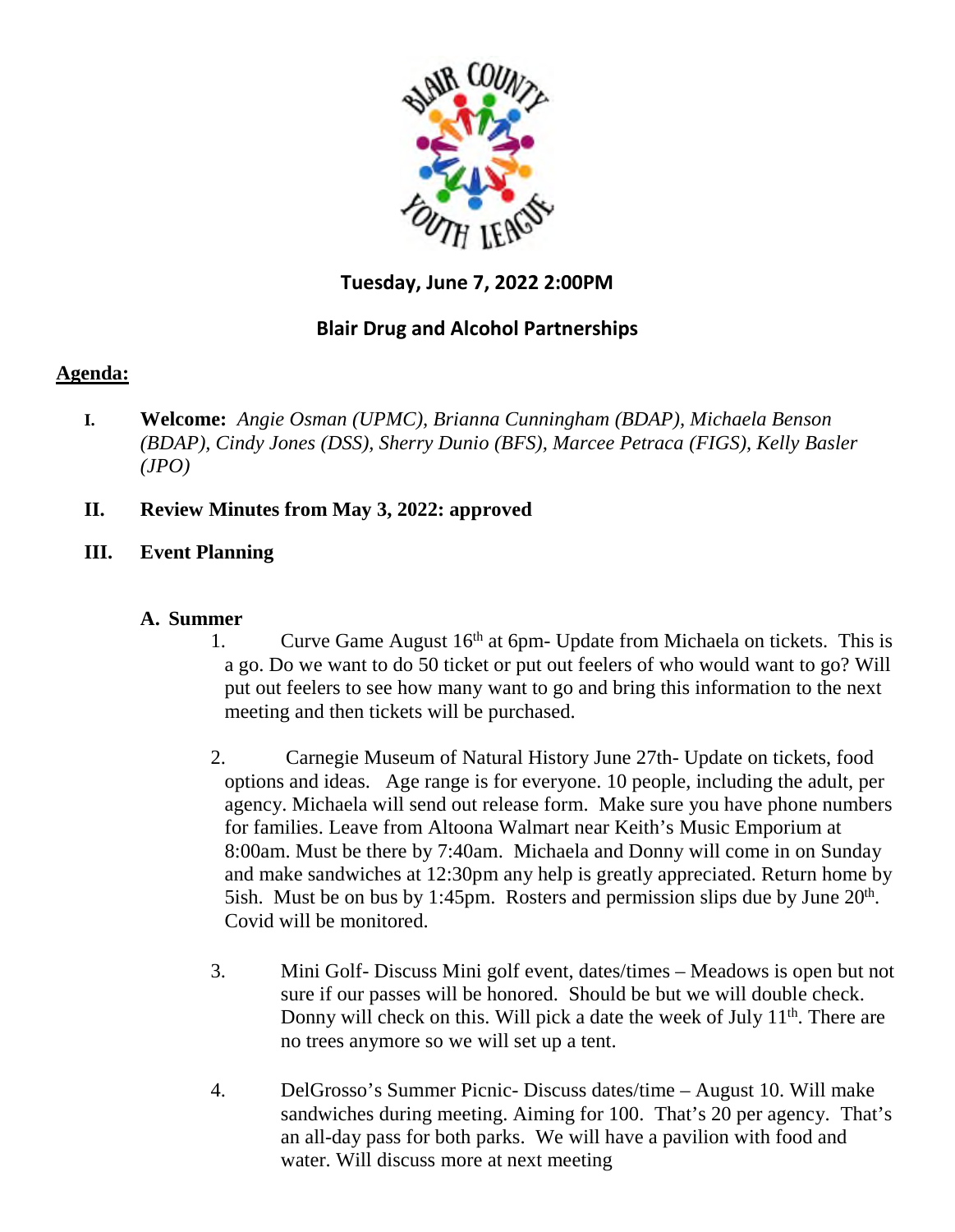**Tuesday, June 7, 2022 2:00PM**

**Blair Drug and Alcohol Partnerships**

## Agenda:

**I. Welcome:** *Angie Osman (UPMC), Brianna Cunningham (BDAP), Michaela Benson (BDAP), Cindy Jones (DSS), Sherry Dunio (BFS), Marcee Petraca (FIGS), Kelly Basler (JPO)*

**II. Review Minutes from May 3, 2022: approved**

**III. Event Planning**

**A. Summer**

1. Curve Game August 16th at 6pm- Update from Michaela on tickets. This is a go. Do we want to do 50 ticket or put out feelers of who would want to go? Will put out feelers to see how many want to go and bring this information to the next meeting and then tickets will be purchased.

2. Carnegie Museum of Natural History June 27th- Update on tickets, food options and ideas. Age range is for everyone. 10 people, including the adult, per agency. Michaela will send out release form. Make sure you have phone numbers for families. Leave from Altoona Walmart near Keith's Music Emporium at 8:00am. Must be there by 7:40am. Michaela and Donny will come in on Sunday and make sandwiches at 12:30pm any help is greatly appreciated. Return home by 5ish. Must be on bus by 1:45pm. Rosters and permission slips due by June 20th. Covid will be monitored.

3. Mini Golf- Discuss Mini golf event, dates/times – Meadows is open but not sure if our passes will be honored. Should be but we will double check. Donny will check on this. Will pick a date the week of July 11th. There are no trees anymore so we will set up a tent.

4. DelGrosso's Summer Picnic- Discuss dates/time – August 10. Will make sandwiches during meeting. Aiming for 100. That's 20 per agency. That's an all-day pass for both parks. We will have a pavilion with food and water. Will discuss more at next meeting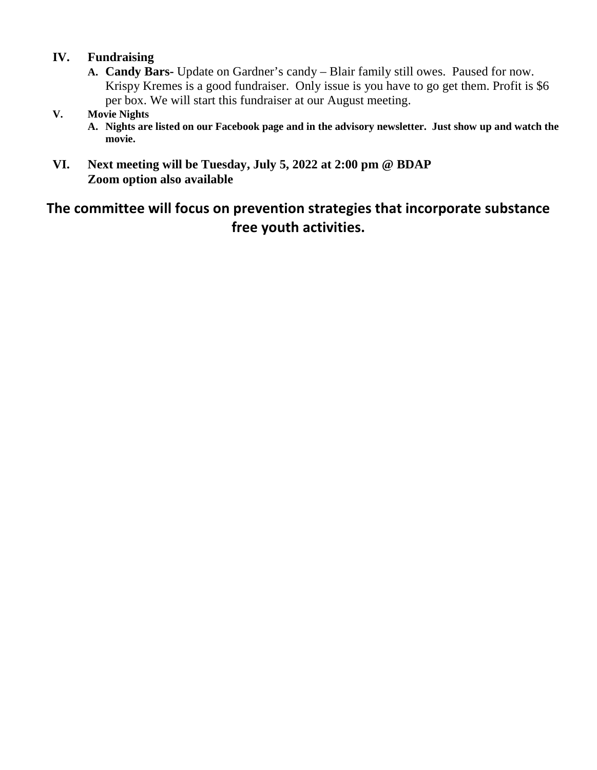IV. **Fundraising**

A. **Candy Bars**- Update on Gardner's candy – Blair family still owes. Paused for now. Krispy Kremes is a good fundraiser. Only issue is you have to go get them. Profit is $6 per box. We will start this fundraiser at our August meeting.

V. **Movie Nights**

A. **Nights are listed on our Facebook page and in the advisory newsletter. Just show up and watch the movie.**

VI. **Next meeting will be Tuesday, July 5, 2022 at 2:00 pm @ BDAP**
**Zoom option also available**

**The committee will focus on prevention strategies that incorporate substance free youth activities.**